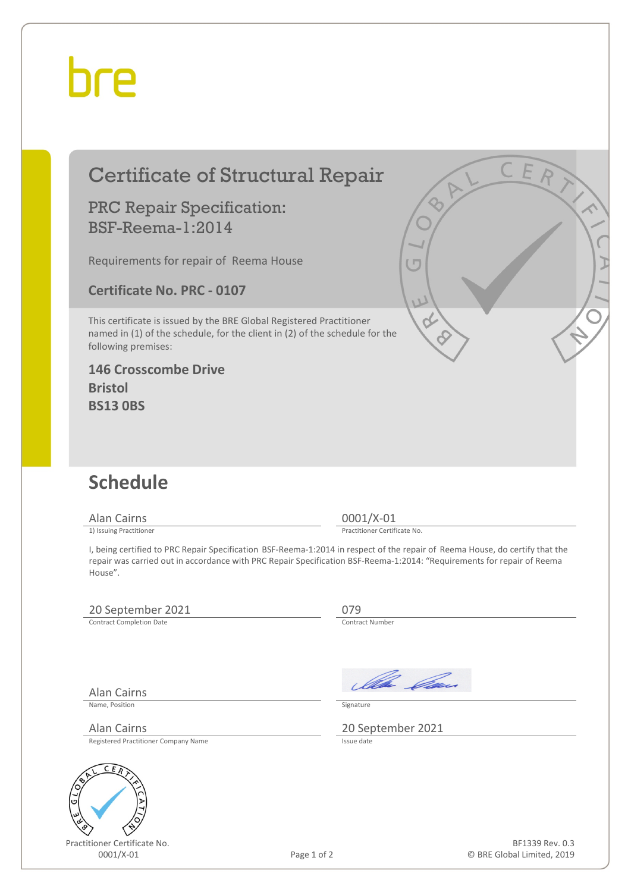bre

# Certificate of Structural Repair

## PRC Repair Specification: BSF-Reema-1:2014

Requirements for repair of Reema House

**Certificate No. PRC - 0107**

This certificate is issued by the BRE Global Registered Practitioner named in (1) of the schedule, for the client in (2) of the schedule for the following premises:

**146 Crosscombe Drive**
**Bristol**
**BS13 0BS**

## Schedule

| | |
|---|---|
| Alan Cairns | 0001/X-01 |
| 1) Issuing Practitioner | Practitioner Certificate No. |

I, being certified to PRC Repair Specification BSF-Reema-1:2014 in respect of the repair of Reema House, do certify that the repair was carried out in accordance with PRC Repair Specification BSF-Reema-1:2014: "Requirements for repair of Reema House".

| | |
|---|---|
| 20 September 2021 | 079 |
| Contract Completion Date | Contract Number |
| Alan Cairns | *(signature)* |
| Name, Position | Signature |
| Alan Cairns | 20 September 2021 |
| Registered Practitioner Company Name | Issue date |

BRE GLOBAL CERTIFICATION

Practitioner Certificate No.
0001/X-01

BF1339 Rev. 0.3
© BRE Global Limited, 2019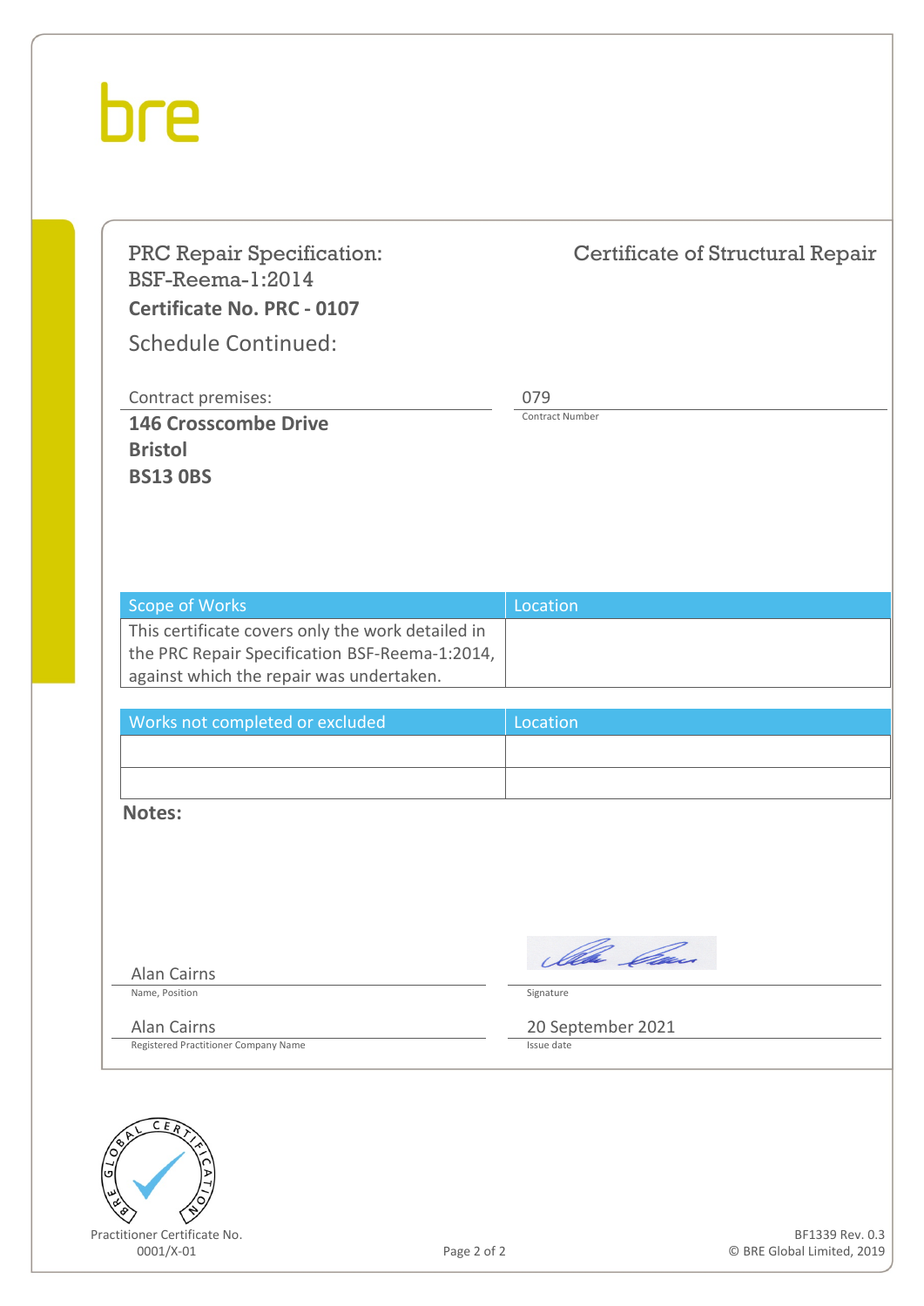bre

PRC Repair Specification:
BSF-Reema-1:2014

**Certificate No. PRC - 0107**

Certificate of Structural Repair

## Schedule Continued:

Contract premises:

**146 Crosscombe Drive**
**Bristol**
**BS13 0BS**

079
Contract Number

| Scope of Works | Location |
|---|---|
| This certificate covers only the work detailed in the PRC Repair Specification BSF-Reema-1:2014, against which the repair was undertaken. | |

| Works not completed or excluded | Location |
|---|---|
| | |
| | |

**Notes:**

Alan Cairns
Name, Position

Signature

Alan Cairns
Registered Practitioner Company Name

20 September 2021
Issue date

BRE GLOBAL CERTIFICATION

Practitioner Certificate No.
0001/X-01

BF1339 Rev. 0.3
© BRE Global Limited, 2019